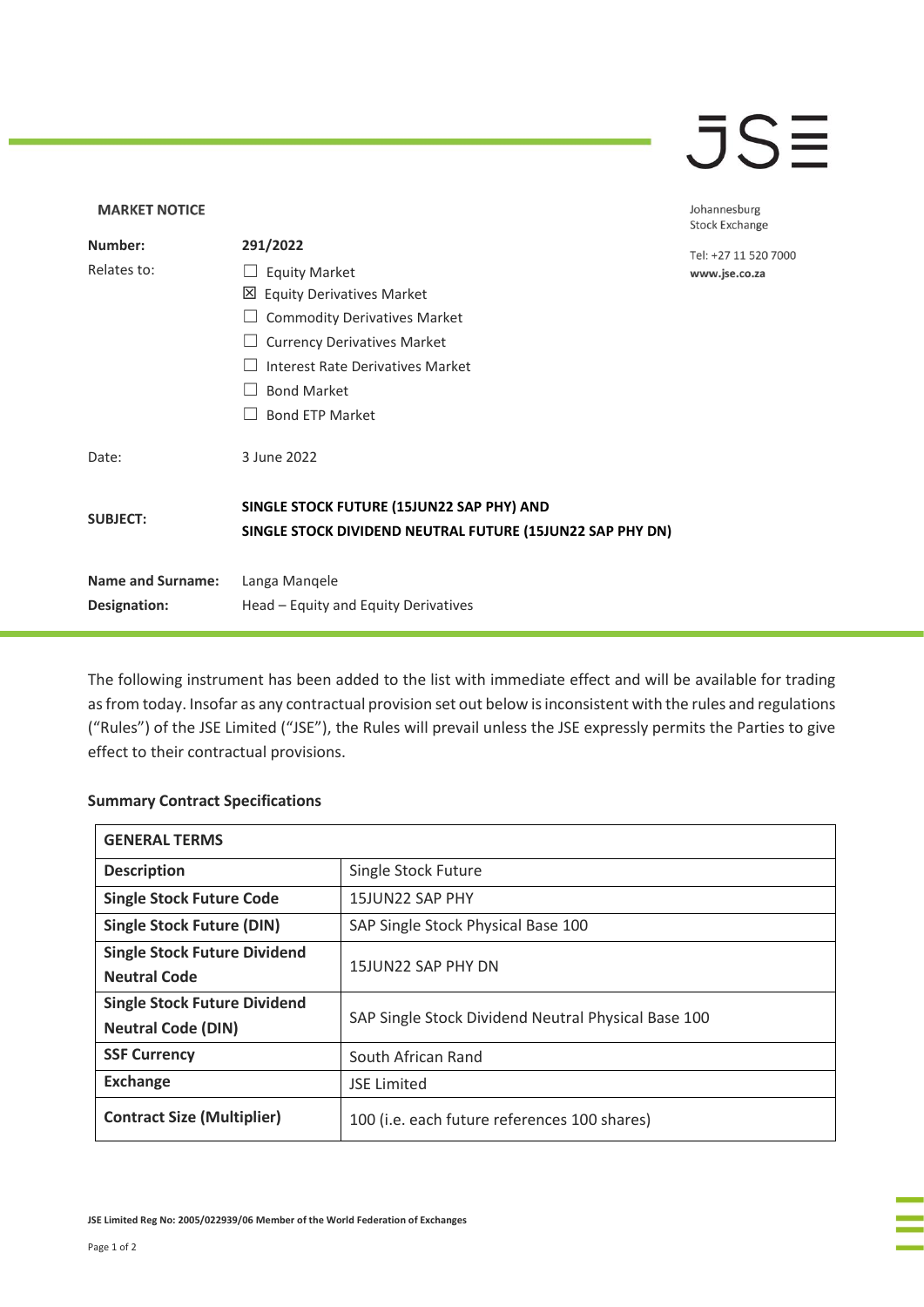**MARKET NOTICE**

Johannesburg Stock Exchange

Tel: +27 11 520 7000
www.jse.co.za

| | |
|---|---|
| **Number:** | **291/2022** |
| Relates to: | ☐ Equity Market<br>☒ Equity Derivatives Market<br>☐ Commodity Derivatives Market<br>☐ Currency Derivatives Market<br>☐ Interest Rate Derivatives Market<br>☐ Bond Market<br>☐ Bond ETP Market |
| Date: | 3 June 2022 |
| **SUBJECT:** | **SINGLE STOCK FUTURE (15JUN22 SAP PHY) AND SINGLE STOCK DIVIDEND NEUTRAL FUTURE (15JUN22 SAP PHY DN)** |
| **Name and Surname:** | Langa Manqele |
| **Designation:** | Head – Equity and Equity Derivatives |

The following instrument has been added to the list with immediate effect and will be available for trading as from today. Insofar as any contractual provision set out below is inconsistent with the rules and regulations ("Rules") of the JSE Limited ("JSE"), the Rules will prevail unless the JSE expressly permits the Parties to give effect to their contractual provisions.

**Summary Contract Specifications**

| **GENERAL TERMS** | |
|---|---|
| **Description** | Single Stock Future |
| **Single Stock Future Code** | 15JUN22 SAP PHY |
| **Single Stock Future (DIN)** | SAP Single Stock Physical Base 100 |
| **Single Stock Future Dividend Neutral Code** | 15JUN22 SAP PHY DN |
| **Single Stock Future Dividend Neutral Code (DIN)** | SAP Single Stock Dividend Neutral Physical Base 100 |
| **SSF Currency** | South African Rand |
| **Exchange** | JSE Limited |
| **Contract Size (Multiplier)** | 100 (i.e. each future references 100 shares) |

JSE Limited Reg No: 2005/022939/06 Member of the World Federation of Exchanges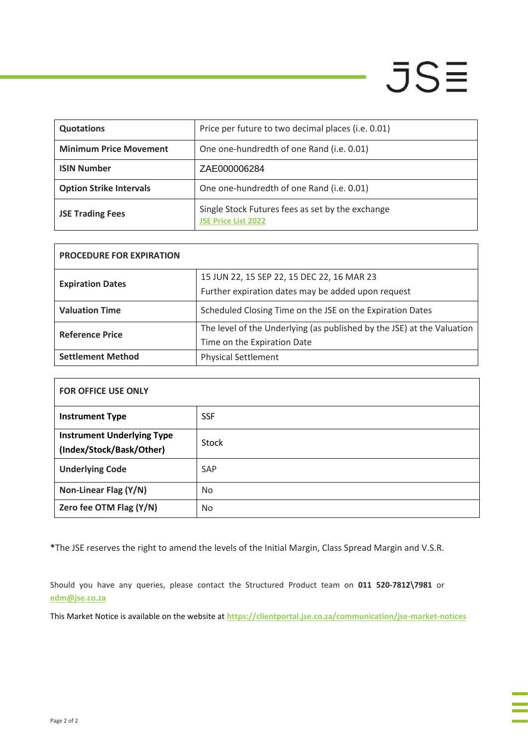| | |
|---|---|
| **Quotations** | Price per future to two decimal places (i.e. 0.01) |
| **Minimum Price Movement** | One one-hundredth of one Rand (i.e. 0.01) |
| **ISIN Number** | ZAE000006284 |
| **Option Strike Intervals** | One one-hundredth of one Rand (i.e. 0.01) |
| **JSE Trading Fees** | Single Stock Futures fees as set by the exchange<br>**JSE Price List 2022** |

| **PROCEDURE FOR EXPIRATION** | |
|---|---|
| **Expiration Dates** | 15 JUN 22, 15 SEP 22, 15 DEC 22, 16 MAR 23<br>Further expiration dates may be added upon request |
| **Valuation Time** | Scheduled Closing Time on the JSE on the Expiration Dates |
| **Reference Price** | The level of the Underlying (as published by the JSE) at the Valuation Time on the Expiration Date |
| **Settlement Method** | Physical Settlement |

| **FOR OFFICE USE ONLY** | |
|---|---|
| **Instrument Type** | SSF |
| **Instrument Underlying Type (Index/Stock/Bask/Other)** | Stock |
| **Underlying Code** | SAP |
| **Non-Linear Flag (Y/N)** | No |
| **Zero fee OTM Flag (Y/N)** | No |

**\***The JSE reserves the right to amend the levels of the Initial Margin, Class Spread Margin and V.S.R.

Should you have any queries, please contact the Structured Product team on **011 520-7812\7981** or **edm@jse.co.za**

This Market Notice is available on the website at **https://clientportal.jse.co.za/communication/jse-market-notices**